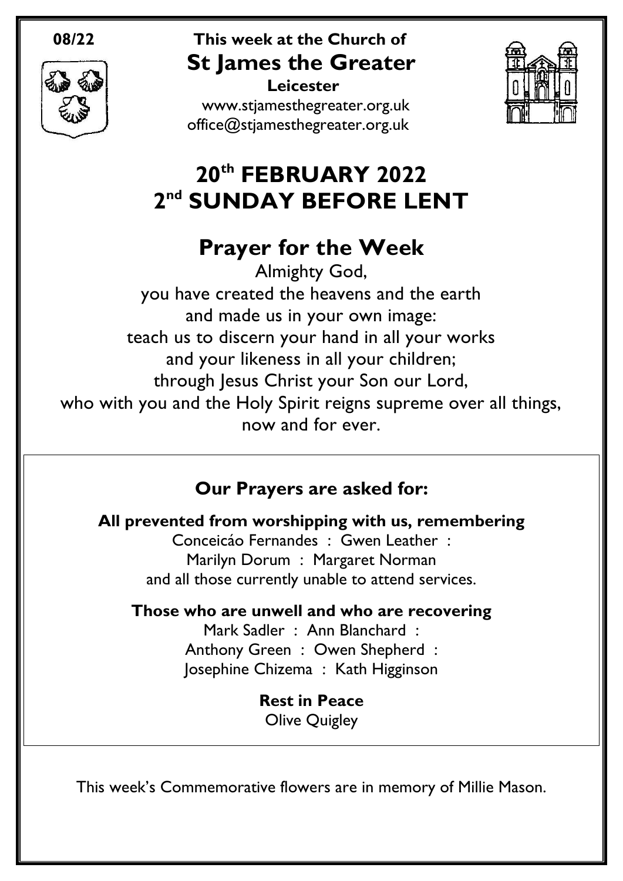**08/22**

**This week at the Church of**

# St James the Greater

**Leicester**

www.stjamesthegreater.org.uk
office@stjamesthegreater.org.uk

# 20th FEBRUARY 2022
# 2nd SUNDAY BEFORE LENT

## Prayer for the Week

Almighty God,
you have created the heavens and the earth
and made us in your own image:
teach us to discern your hand in all your works
and your likeness in all your children;
through Jesus Christ your Son our Lord,
who with you and the Holy Spirit reigns supreme over all things,
now and for ever.

### Our Prayers are asked for:

**All prevented from worshipping with us, remembering**

Conceicáo Fernandes : Gwen Leather :
Marilyn Dorum : Margaret Norman
and all those currently unable to attend services.

**Those who are unwell and who are recovering**

Mark Sadler : Ann Blanchard :
Anthony Green : Owen Shepherd :
Josephine Chizema : Kath Higginson

**Rest in Peace**

Olive Quigley

This week's Commemorative flowers are in memory of Millie Mason.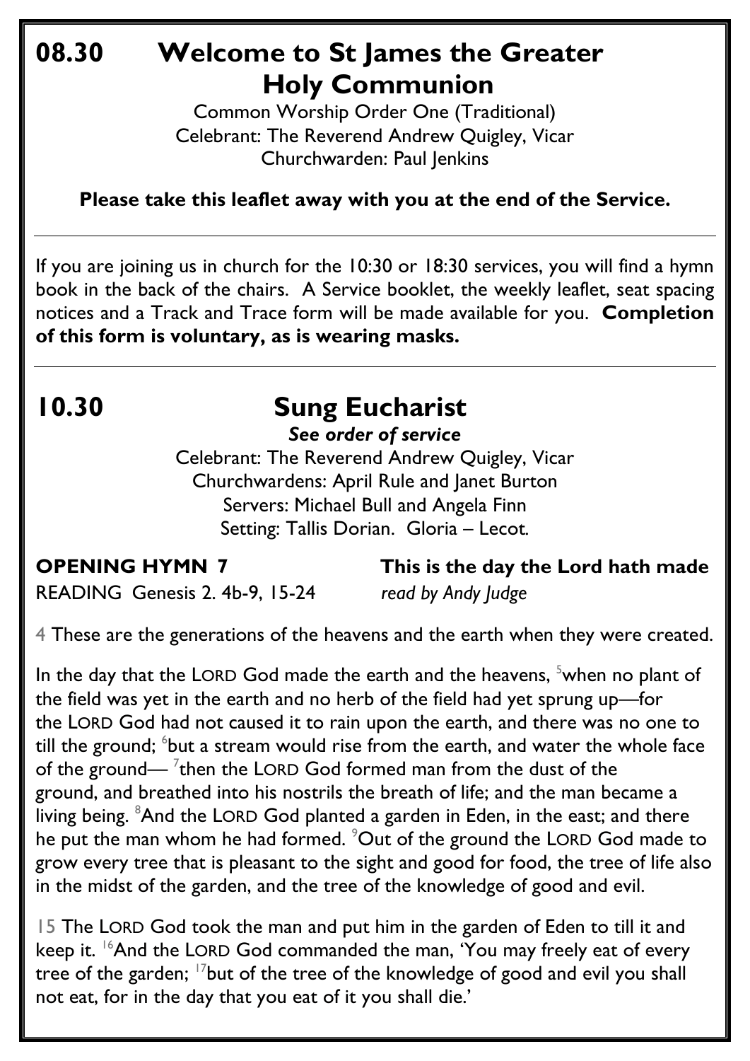# 08.30 Welcome to St James the Greater Holy Communion

Common Worship Order One (Traditional)
Celebrant: The Reverend Andrew Quigley, Vicar
Churchwarden: Paul Jenkins

**Please take this leaflet away with you at the end of the Service.**

---

If you are joining us in church for the 10:30 or 18:30 services, you will find a hymn book in the back of the chairs. A Service booklet, the weekly leaflet, seat spacing notices and a Track and Trace form will be made available for you. **Completion of this form is voluntary, as is wearing masks.**

---

# 10.30 Sung Eucharist

***See order of service***

Celebrant: The Reverend Andrew Quigley, Vicar
Churchwardens: April Rule and Janet Burton
Servers: Michael Bull and Angela Finn
Setting: Tallis Dorian. Gloria – Lecot.

**OPENING HYMN 7** **This is the day the Lord hath made**

READING Genesis 2. 4b-9, 15-24 *read by Andy Judge*

4 These are the generations of the heavens and the earth when they were created.

In the day that the LORD God made the earth and the heavens, [5]when no plant of the field was yet in the earth and no herb of the field had yet sprung up—for the LORD God had not caused it to rain upon the earth, and there was no one to till the ground; [6]but a stream would rise from the earth, and water the whole face of the ground— [7]then the LORD God formed man from the dust of the ground, and breathed into his nostrils the breath of life; and the man became a living being. [8]And the LORD God planted a garden in Eden, in the east; and there he put the man whom he had formed. [9]Out of the ground the LORD God made to grow every tree that is pleasant to the sight and good for food, the tree of life also in the midst of the garden, and the tree of the knowledge of good and evil.

15 The LORD God took the man and put him in the garden of Eden to till it and keep it. [16]And the LORD God commanded the man, 'You may freely eat of every tree of the garden; [17]but of the tree of the knowledge of good and evil you shall not eat, for in the day that you eat of it you shall die.'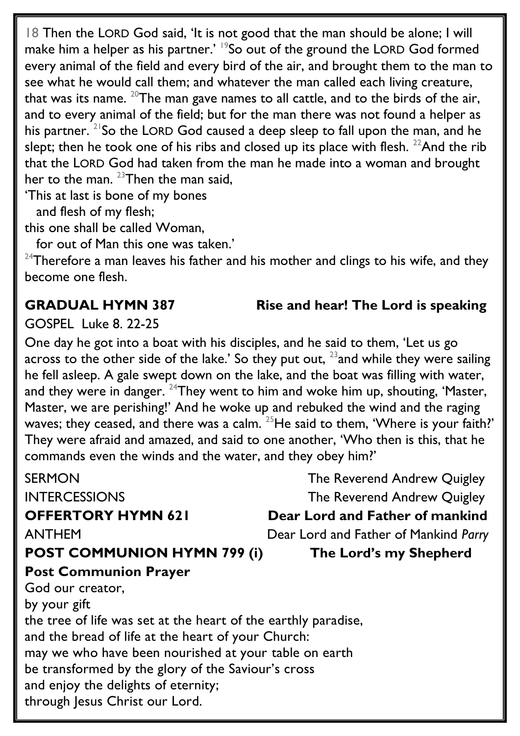18 Then the LORD God said, 'It is not good that the man should be alone; I will make him a helper as his partner.' [19]So out of the ground the LORD God formed every animal of the field and every bird of the air, and brought them to the man to see what he would call them; and whatever the man called each living creature, that was its name. [20]The man gave names to all cattle, and to the birds of the air, and to every animal of the field; but for the man there was not found a helper as his partner. [21]So the LORD God caused a deep sleep to fall upon the man, and he slept; then he took one of his ribs and closed up its place with flesh. [22]And the rib that the LORD God had taken from the man he made into a woman and brought her to the man. [23]Then the man said,

'This at last is bone of my bones
  and flesh of my flesh;
this one shall be called Woman,
  for out of Man this one was taken.'

[24]Therefore a man leaves his father and his mother and clings to his wife, and they become one flesh.

**GRADUAL HYMN 387** **Rise and hear! The Lord is speaking**

GOSPEL Luke 8. 22-25

One day he got into a boat with his disciples, and he said to them, 'Let us go across to the other side of the lake.' So they put out, [23]and while they were sailing he fell asleep. A gale swept down on the lake, and the boat was filling with water, and they were in danger. [24]They went to him and woke him up, shouting, 'Master, Master, we are perishing!' And he woke up and rebuked the wind and the raging waves; they ceased, and there was a calm. [25]He said to them, 'Where is your faith?' They were afraid and amazed, and said to one another, 'Who then is this, that he commands even the winds and the water, and they obey him?'

SERMON The Reverend Andrew Quigley

INTERCESSIONS The Reverend Andrew Quigley

**OFFERTORY HYMN 621** **Dear Lord and Father of mankind**

ANTHEM Dear Lord and Father of Mankind *Parry*

**POST COMMUNION HYMN 799 (i)** **The Lord's my Shepherd**

**Post Communion Prayer**

God our creator,
by your gift
the tree of life was set at the heart of the earthly paradise,
and the bread of life at the heart of your Church:
may we who have been nourished at your table on earth
be transformed by the glory of the Saviour's cross
and enjoy the delights of eternity;
through Jesus Christ our Lord.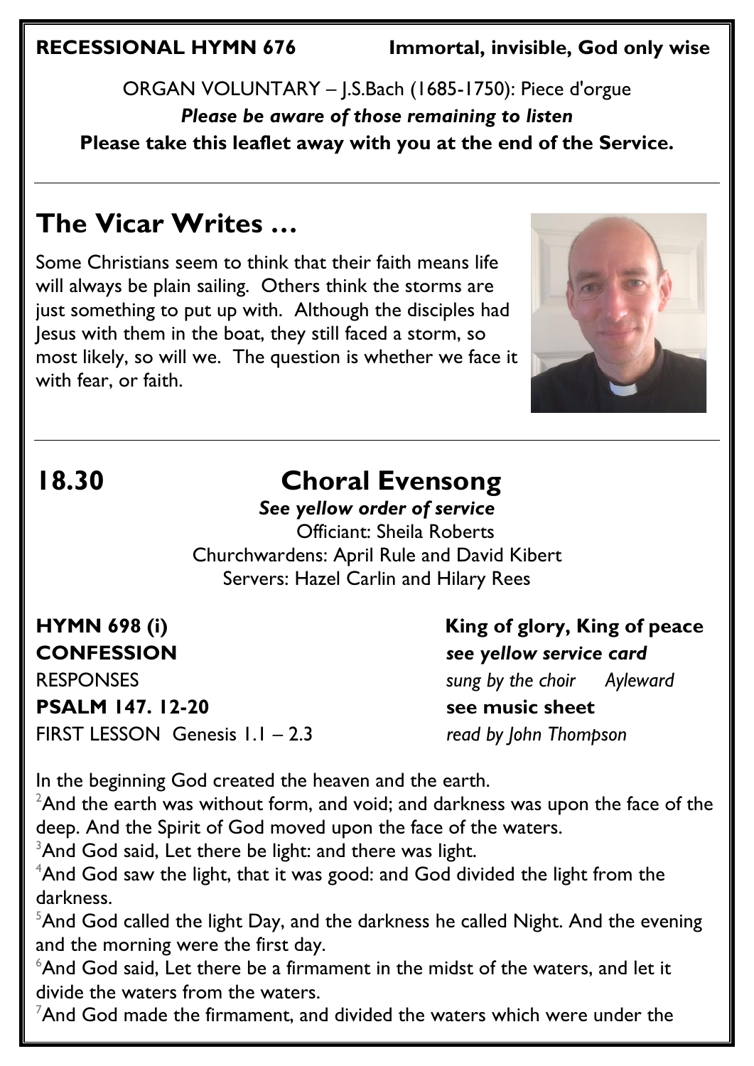**RECESSIONAL HYMN 676** **Immortal, invisible, God only wise**

ORGAN VOLUNTARY – J.S.Bach (1685-1750): Piece d'orgue

***Please be aware of those remaining to listen***

**Please take this leaflet away with you at the end of the Service.**

---

## The Vicar Writes …

Some Christians seem to think that their faith means life will always be plain sailing. Others think the storms are just something to put up with. Although the disciples had Jesus with them in the boat, they still faced a storm, so most likely, so will we. The question is whether we face it with fear, or faith.

---

## 18.30 Choral Evensong

***See yellow order of service***

Officiant: Sheila Roberts

Churchwardens: April Rule and David Kibert

Servers: Hazel Carlin and Hilary Rees

**HYMN 698 (i)** **King of glory, King of peace**

**CONFESSION** ***see yellow service card***

RESPONSES *sung by the choir Ayleward*

**PSALM 147. 12-20** **see music sheet**

FIRST LESSON Genesis 1.1 – 2.3 *read by John Thompson*

In the beginning God created the heaven and the earth.

[2]And the earth was without form, and void; and darkness was upon the face of the deep. And the Spirit of God moved upon the face of the waters.

[3]And God said, Let there be light: and there was light.

[4]And God saw the light, that it was good: and God divided the light from the darkness.

[5]And God called the light Day, and the darkness he called Night. And the evening and the morning were the first day.

[6]And God said, Let there be a firmament in the midst of the waters, and let it divide the waters from the waters.

[7]And God made the firmament, and divided the waters which were under the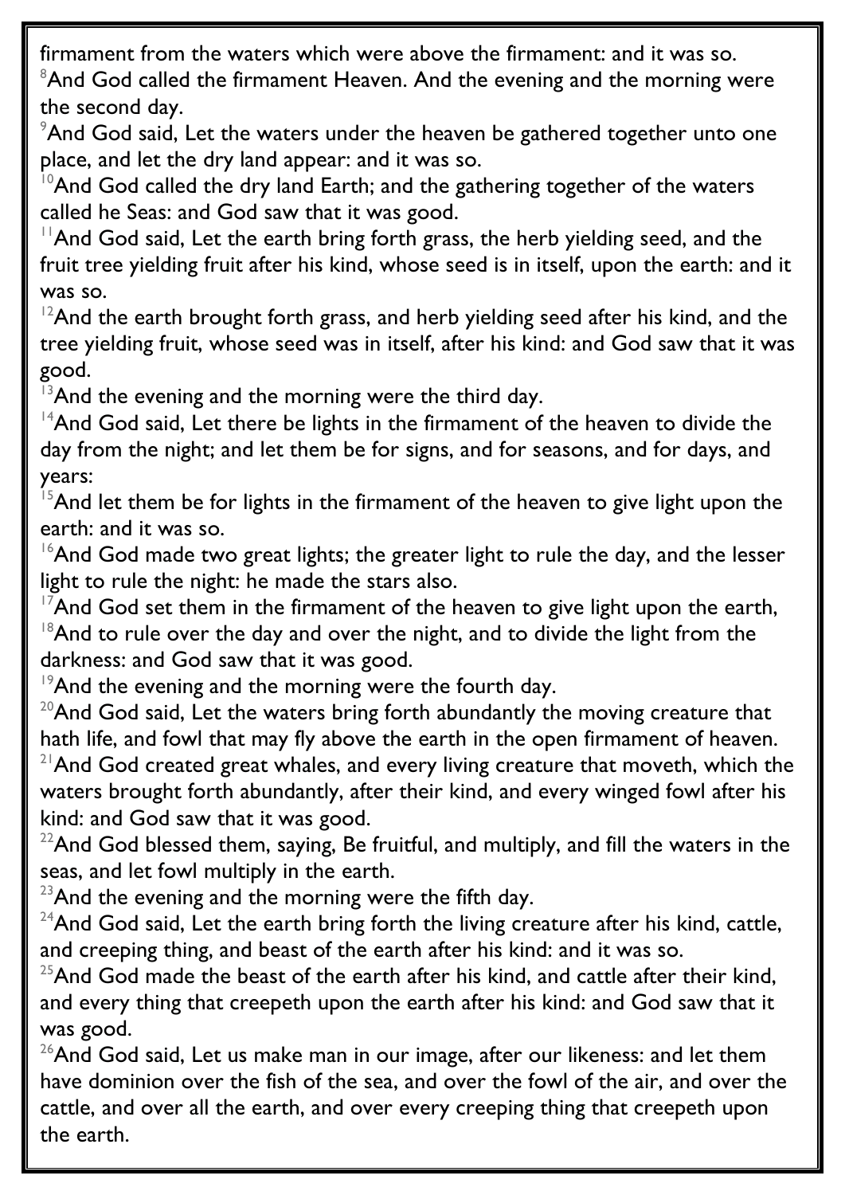firmament from the waters which were above the firmament: and it was so.

[8]And God called the firmament Heaven. And the evening and the morning were the second day.

[9]And God said, Let the waters under the heaven be gathered together unto one place, and let the dry land appear: and it was so.

[10]And God called the dry land Earth; and the gathering together of the waters called he Seas: and God saw that it was good.

[11]And God said, Let the earth bring forth grass, the herb yielding seed, and the fruit tree yielding fruit after his kind, whose seed is in itself, upon the earth: and it was so.

[12]And the earth brought forth grass, and herb yielding seed after his kind, and the tree yielding fruit, whose seed was in itself, after his kind: and God saw that it was good.

[13]And the evening and the morning were the third day.

[14]And God said, Let there be lights in the firmament of the heaven to divide the day from the night; and let them be for signs, and for seasons, and for days, and years:

[15]And let them be for lights in the firmament of the heaven to give light upon the earth: and it was so.

[16]And God made two great lights; the greater light to rule the day, and the lesser light to rule the night: he made the stars also.

[17]And God set them in the firmament of the heaven to give light upon the earth,

[18]And to rule over the day and over the night, and to divide the light from the darkness: and God saw that it was good.

[19]And the evening and the morning were the fourth day.

[20]And God said, Let the waters bring forth abundantly the moving creature that hath life, and fowl that may fly above the earth in the open firmament of heaven.

[21]And God created great whales, and every living creature that moveth, which the waters brought forth abundantly, after their kind, and every winged fowl after his kind: and God saw that it was good.

[22]And God blessed them, saying, Be fruitful, and multiply, and fill the waters in the seas, and let fowl multiply in the earth.

[23]And the evening and the morning were the fifth day.

[24]And God said, Let the earth bring forth the living creature after his kind, cattle, and creeping thing, and beast of the earth after his kind: and it was so.

[25]And God made the beast of the earth after his kind, and cattle after their kind, and every thing that creepeth upon the earth after his kind: and God saw that it was good.

[26]And God said, Let us make man in our image, after our likeness: and let them have dominion over the fish of the sea, and over the fowl of the air, and over the cattle, and over all the earth, and over every creeping thing that creepeth upon the earth.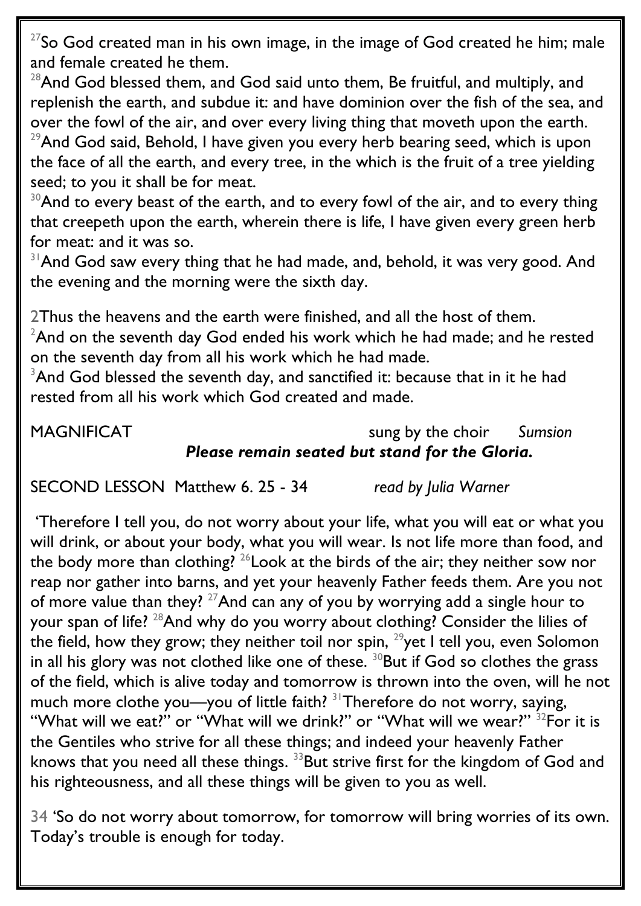[27]So God created man in his own image, in the image of God created he him; male and female created he them.
[28]And God blessed them, and God said unto them, Be fruitful, and multiply, and replenish the earth, and subdue it: and have dominion over the fish of the sea, and over the fowl of the air, and over every living thing that moveth upon the earth.
[29]And God said, Behold, I have given you every herb bearing seed, which is upon the face of all the earth, and every tree, in the which is the fruit of a tree yielding seed; to you it shall be for meat.
[30]And to every beast of the earth, and to every fowl of the air, and to every thing that creepeth upon the earth, wherein there is life, I have given every green herb for meat: and it was so.
[31]And God saw every thing that he had made, and, behold, it was very good. And the evening and the morning were the sixth day.

2Thus the heavens and the earth were finished, and all the host of them.
[2]And on the seventh day God ended his work which he had made; and he rested on the seventh day from all his work which he had made.
[3]And God blessed the seventh day, and sanctified it: because that in it he had rested from all his work which God created and made.

MAGNIFICAT sung by the choir *Sumsion*

***Please remain seated but stand for the Gloria.***

SECOND LESSON Matthew 6. 25 - 34 *read by Julia Warner*

'Therefore I tell you, do not worry about your life, what you will eat or what you will drink, or about your body, what you will wear. Is not life more than food, and the body more than clothing? [26]Look at the birds of the air; they neither sow nor reap nor gather into barns, and yet your heavenly Father feeds them. Are you not of more value than they? [27]And can any of you by worrying add a single hour to your span of life? [28]And why do you worry about clothing? Consider the lilies of the field, how they grow; they neither toil nor spin, [29]yet I tell you, even Solomon in all his glory was not clothed like one of these. [30]But if God so clothes the grass of the field, which is alive today and tomorrow is thrown into the oven, will he not much more clothe you—you of little faith? [31]Therefore do not worry, saying, "What will we eat?" or "What will we drink?" or "What will we wear?" [32]For it is the Gentiles who strive for all these things; and indeed your heavenly Father knows that you need all these things. [33]But strive first for the kingdom of God and his righteousness, and all these things will be given to you as well.

34 'So do not worry about tomorrow, for tomorrow will bring worries of its own. Today's trouble is enough for today.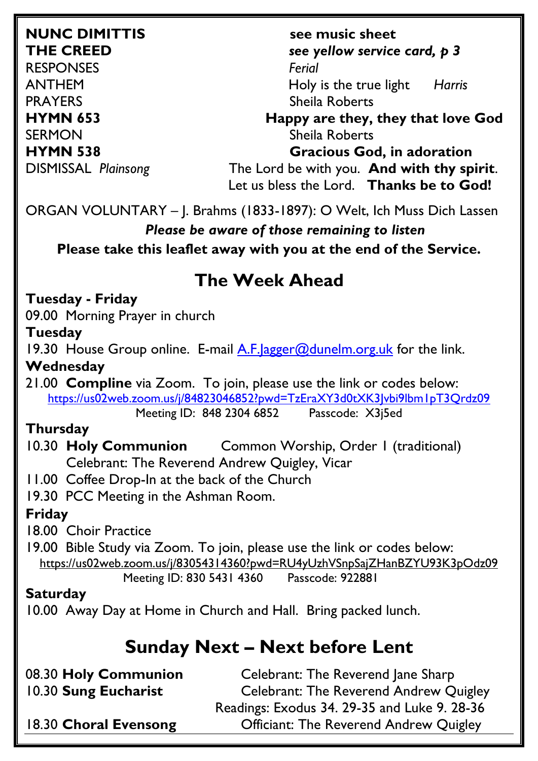**NUNC DIMITTIS** **see music sheet**
**THE CREED** ***see yellow service card, p 3***
RESPONSES *Ferial*
ANTHEM Holy is the true light *Harris*
PRAYERS Sheila Roberts
**HYMN 653** **Happy are they, they that love God**
SERMON Sheila Roberts
**HYMN 538** **Gracious God, in adoration**
DISMISSAL *Plainsong* The Lord be with you. **And with thy spirit**.
Let us bless the Lord. **Thanks be to God!**

ORGAN VOLUNTARY – J. Brahms (1833-1897): O Welt, Ich Muss Dich Lassen

***Please be aware of those remaining to listen***

**Please take this leaflet away with you at the end of the Service.**

## The Week Ahead

**Tuesday - Friday**

09.00 Morning Prayer in church

**Tuesday**

19.30 House Group online. E-mail A.F.Jagger@dunelm.org.uk for the link.

**Wednesday**

21.00 **Compline** via Zoom. To join, please use the link or codes below:
https://us02web.zoom.us/j/84823046852?pwd=TzEraXY3d0tXK3Jvbi9lbm1pT3Qrdz09
Meeting ID: 848 2304 6852 Passcode: X3j5ed

**Thursday**

10.30 **Holy Communion** Common Worship, Order 1 (traditional)
Celebrant: The Reverend Andrew Quigley, Vicar

11.00 Coffee Drop-In at the back of the Church

19.30 PCC Meeting in the Ashman Room.

**Friday**

18.00 Choir Practice

19.00 Bible Study via Zoom. To join, please use the link or codes below:
https://us02web.zoom.us/j/83054314360?pwd=RU4yUzhVSnpSajZHanBZYU93K3pOdz09
Meeting ID: 830 5431 4360 Passcode: 922881

**Saturday**

10.00 Away Day at Home in Church and Hall. Bring packed lunch.

## Sunday Next – Next before Lent

08.30 **Holy Communion** Celebrant: The Reverend Jane Sharp

10.30 **Sung Eucharist** Celebrant: The Reverend Andrew Quigley
Readings: Exodus 34. 29-35 and Luke 9. 28-36

18.30 **Choral Evensong** Officiant: The Reverend Andrew Quigley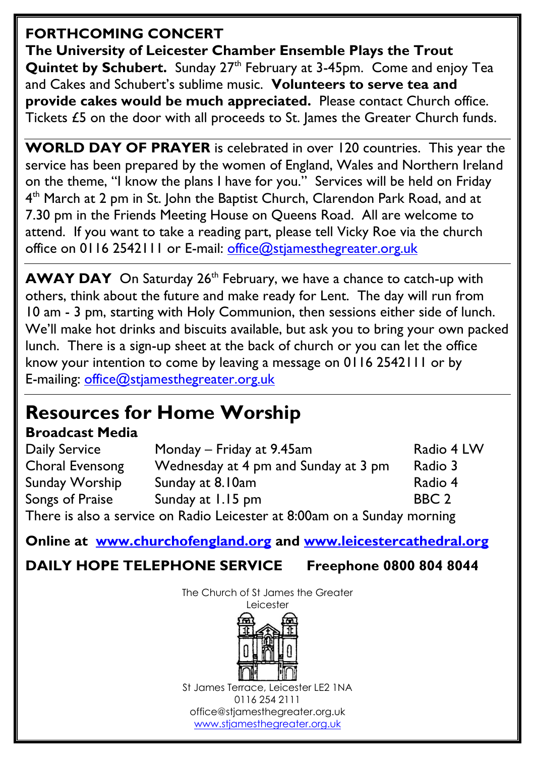## FORTHCOMING CONCERT

**The University of Leicester Chamber Ensemble Plays the Trout Quintet by Schubert.** Sunday 27th February at 3-45pm. Come and enjoy Tea and Cakes and Schubert's sublime music. **Volunteers to serve tea and provide cakes would be much appreciated.** Please contact Church office. Tickets £5 on the door with all proceeds to St. James the Greater Church funds.

---

**WORLD DAY OF PRAYER** is celebrated in over 120 countries. This year the service has been prepared by the women of England, Wales and Northern Ireland on the theme, "I know the plans I have for you." Services will be held on Friday 4th March at 2 pm in St. John the Baptist Church, Clarendon Park Road, and at 7.30 pm in the Friends Meeting House on Queens Road. All are welcome to attend. If you want to take a reading part, please tell Vicky Roe via the church office on 0116 2542111 or E-mail: office@stjamesthegreater.org.uk

---

**AWAY DAY** On Saturday 26th February, we have a chance to catch-up with others, think about the future and make ready for Lent. The day will run from 10 am - 3 pm, starting with Holy Communion, then sessions either side of lunch. We'll make hot drinks and biscuits available, but ask you to bring your own packed lunch. There is a sign-up sheet at the back of church or you can let the office know your intention to come by leaving a message on 0116 2542111 or by E-mailing: office@stjamesthegreater.org.uk

---

# Resources for Home Worship

### Broadcast Media

| | | |
|---|---|---|
| Daily Service | Monday – Friday at 9.45am | Radio 4 LW |
| Choral Evensong | Wednesday at 4 pm and Sunday at 3 pm | Radio 3 |
| Sunday Worship | Sunday at 8.10am | Radio 4 |
| Songs of Praise | Sunday at 1.15 pm | BBC 2 |

There is also a service on Radio Leicester at 8:00am on a Sunday morning

**Online at www.churchofengland.org and www.leicestercathedral.org**

**DAILY HOPE TELEPHONE SERVICE Freephone 0800 804 8044**

The Church of St James the Greater
Leicester

St James Terrace, Leicester LE2 1NA
0116 254 2111
office@stjamesthegreater.org.uk
www.stjamesthegreater.org.uk